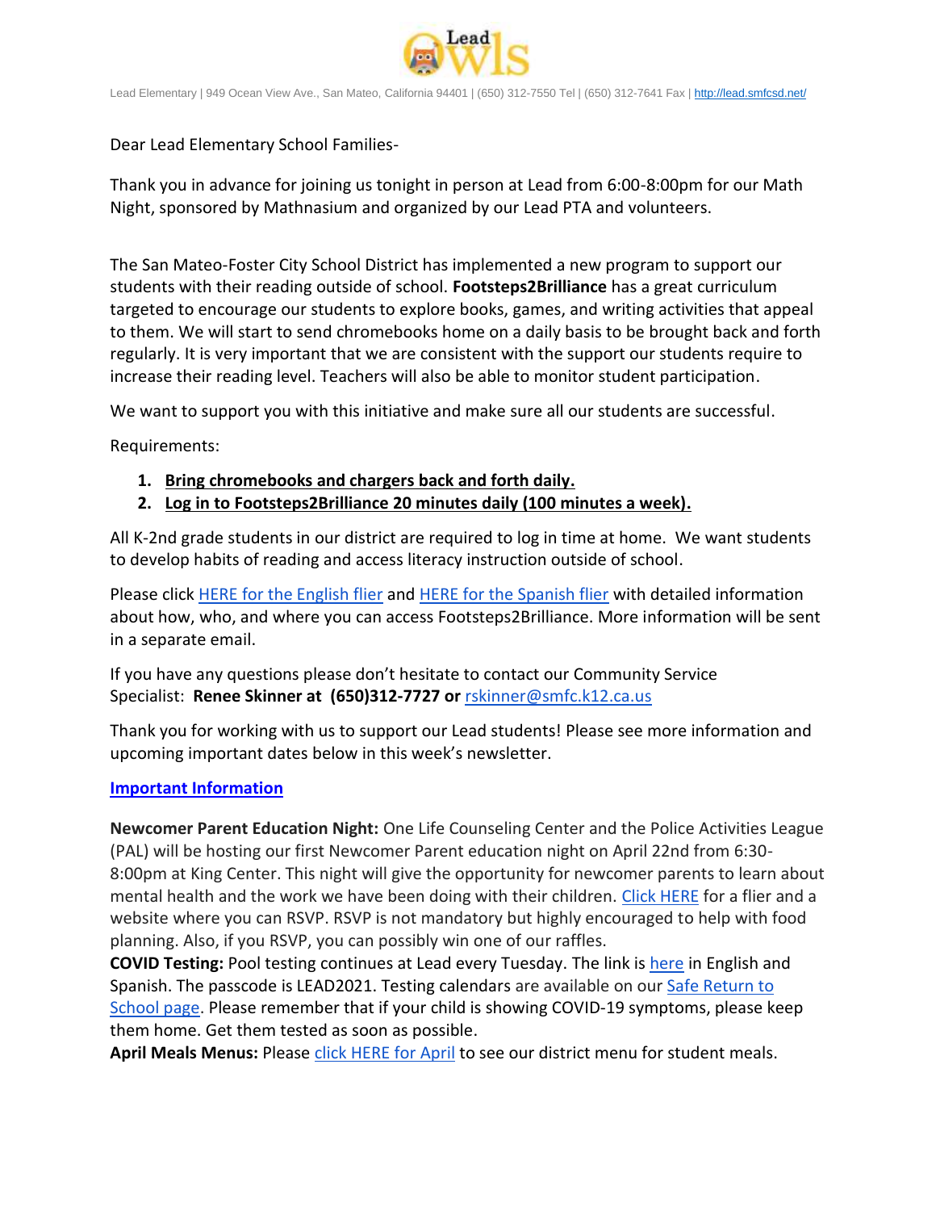Lead Elementary | 949 Ocean View Ave., San Mateo, California 94401 | (650) 312-7550 Tel | (650) 312-7641 Fax | http://lead.smfcsd.net/

Dear Lead Elementary School Families-

Thank you in advance for joining us tonight in person at Lead from 6:00-8:00pm for our Math Night, sponsored by Mathnasium and organized by our Lead PTA and volunteers.

The San Mateo-Foster City School District has implemented a new program to support our students with their reading outside of school. **Footsteps2Brilliance** has a great curriculum targeted to encourage our students to explore books, games, and writing activities that appeal to them. We will start to send chromebooks home on a daily basis to be brought back and forth regularly. It is very important that we are consistent with the support our students require to increase their reading level. Teachers will also be able to monitor student participation.

We want to support you with this initiative and make sure all our students are successful.

Requirements:

1. **Bring chromebooks and chargers back and forth daily.**
2. **Log in to Footsteps2Brilliance 20 minutes daily (100 minutes a week).**

All K-2nd grade students in our district are required to log in time at home. We want students to develop habits of reading and access literacy instruction outside of school.

Please click HERE for the English flier and HERE for the Spanish flier with detailed information about how, who, and where you can access Footsteps2Brilliance. More information will be sent in a separate email.

If you have any questions please don't hesitate to contact our Community Service Specialist: **Renee Skinner at (650)312-7727 or** rskinner@smfc.k12.ca.us

Thank you for working with us to support our Lead students! Please see more information and upcoming important dates below in this week's newsletter.

## Important Information

**Newcomer Parent Education Night:** One Life Counseling Center and the Police Activities League (PAL) will be hosting our first Newcomer Parent education night on April 22nd from 6:30-8:00pm at King Center. This night will give the opportunity for newcomer parents to learn about mental health and the work we have been doing with their children. Click HERE for a flier and a website where you can RSVP. RSVP is not mandatory but highly encouraged to help with food planning. Also, if you RSVP, you can possibly win one of our raffles.

**COVID Testing:** Pool testing continues at Lead every Tuesday. The link is here in English and Spanish. The passcode is LEAD2021. Testing calendars are available on our Safe Return to School page. Please remember that if your child is showing COVID-19 symptoms, please keep them home. Get them tested as soon as possible.

**April Meals Menus:** Please click HERE for April to see our district menu for student meals.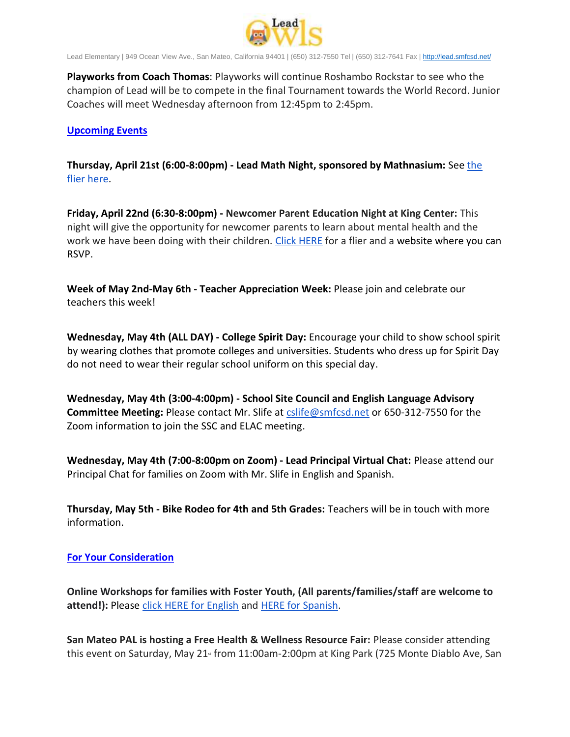**Playworks from Coach Thomas**: Playworks will continue Roshambo Rockstar to see who the champion of Lead will be to compete in the final Tournament towards the World Record. Junior Coaches will meet Wednesday afternoon from 12:45pm to 2:45pm.

## Upcoming Events

**Thursday, April 21st (6:00-8:00pm) - Lead Math Night, sponsored by Mathnasium:** See the flier here.

**Friday, April 22nd (6:30-8:00pm) - Newcomer Parent Education Night at King Center:** This night will give the opportunity for newcomer parents to learn about mental health and the work we have been doing with their children. Click HERE for a flier and a website where you can RSVP.

**Week of May 2nd-May 6th - Teacher Appreciation Week:** Please join and celebrate our teachers this week!

**Wednesday, May 4th (ALL DAY) - College Spirit Day:** Encourage your child to show school spirit by wearing clothes that promote colleges and universities. Students who dress up for Spirit Day do not need to wear their regular school uniform on this special day.

**Wednesday, May 4th (3:00-4:00pm) - School Site Council and English Language Advisory Committee Meeting:** Please contact Mr. Slife at cslife@smfcsd.net or 650-312-7550 for the Zoom information to join the SSC and ELAC meeting.

**Wednesday, May 4th (7:00-8:00pm on Zoom) - Lead Principal Virtual Chat:** Please attend our Principal Chat for families on Zoom with Mr. Slife in English and Spanish.

**Thursday, May 5th - Bike Rodeo for 4th and 5th Grades:** Teachers will be in touch with more information.

## For Your Consideration

**Online Workshops for families with Foster Youth, (All parents/families/staff are welcome to attend!):** Please click HERE for English and HERE for Spanish.

**San Mateo PAL is hosting a Free Health & Wellness Resource Fair:** Please consider attending this event on Saturday, May 21st from 11:00am-2:00pm at King Park (725 Monte Diablo Ave, San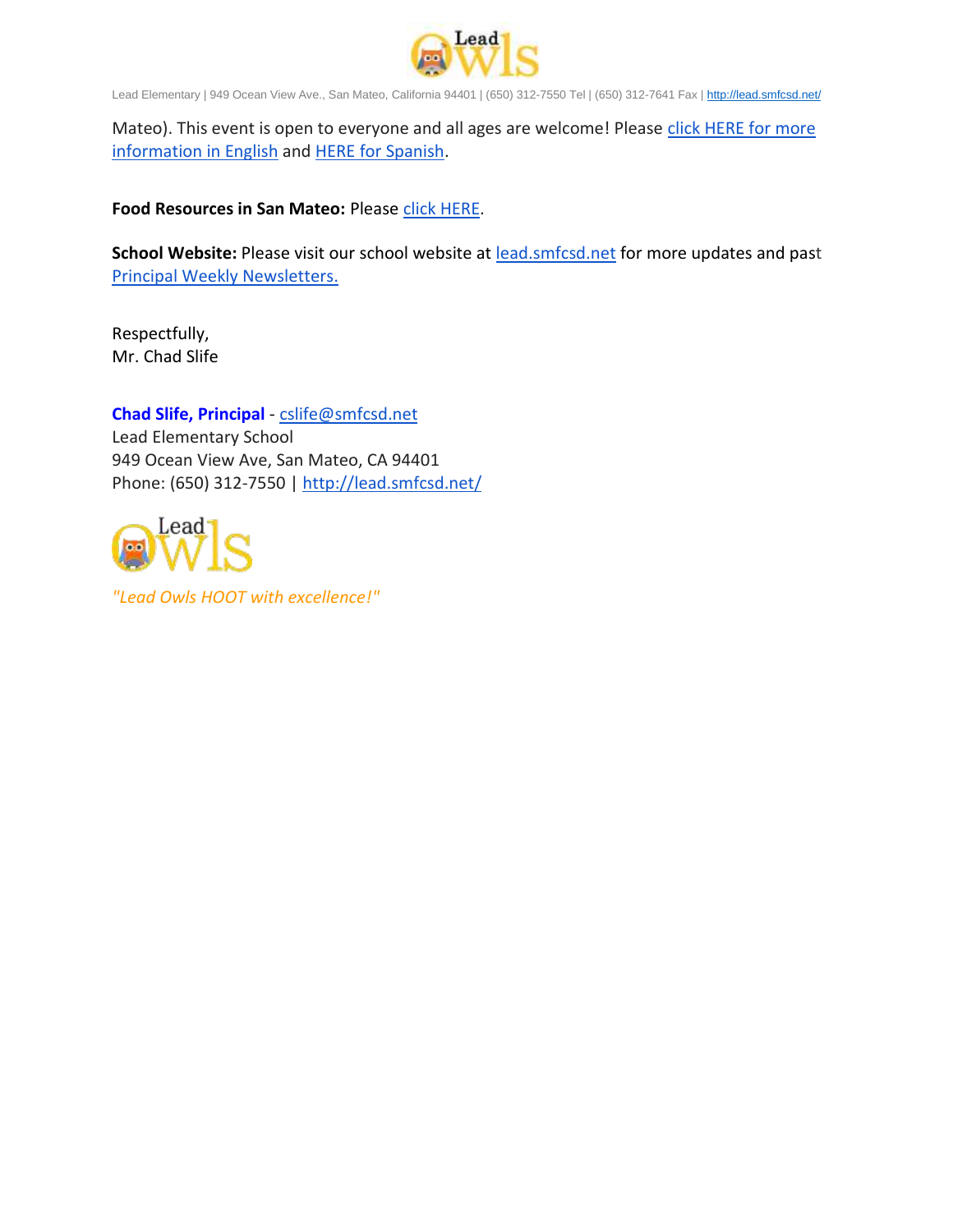Mateo). This event is open to everyone and all ages are welcome! Please click HERE for more information in English and HERE for Spanish.

**Food Resources in San Mateo:** Please click HERE.

**School Website:** Please visit our school website at lead.smfcsd.net for more updates and past Principal Weekly Newsletters.

Respectfully,
Mr. Chad Slife

**Chad Slife, Principal** - cslife@smfcsd.net
Lead Elementary School
949 Ocean View Ave, San Mateo, CA 94401
Phone: (650) 312-7550 | http://lead.smfcsd.net/

Lead Owls

*"Lead Owls HOOT with excellence!"*